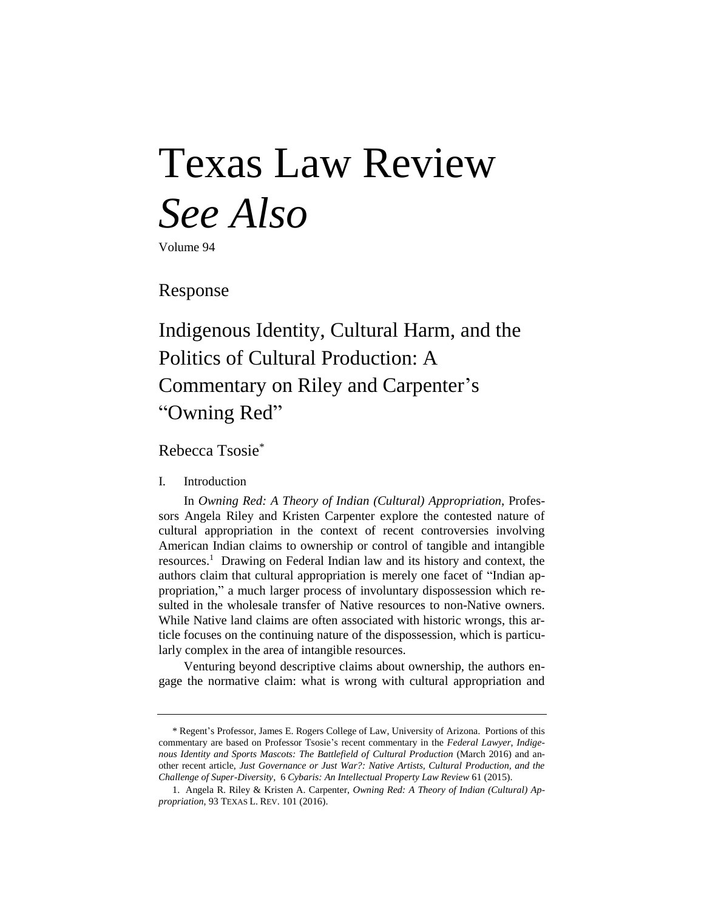# Texas Law Review *See Also*

Volume 94

## Response

# Indigenous Identity, Cultural Harm, and the Politics of Cultural Production: A Commentary on Riley and Carpenter's "Owning Red"

Rebecca Tsosie*

## I. Introduction

In *Owning Red: A Theory of Indian (Cultural) Appropriation*, Professors Angela Riley and Kristen Carpenter explore the contested nature of cultural appropriation in the context of recent controversies involving American Indian claims to ownership or control of tangible and intangible resources.[1] Drawing on Federal Indian law and its history and context, the authors claim that cultural appropriation is merely one facet of "Indian appropriation," a much larger process of involuntary dispossession which resulted in the wholesale transfer of Native resources to non-Native owners. While Native land claims are often associated with historic wrongs, this article focuses on the continuing nature of the dispossession, which is particularly complex in the area of intangible resources.

Venturing beyond descriptive claims about ownership, the authors engage the normative claim: what is wrong with cultural appropriation and

---

\* Regent's Professor, James E. Rogers College of Law, University of Arizona. Portions of this commentary are based on Professor Tsosie's recent commentary in the *Federal Lawyer*, *Indigenous Identity and Sports Mascots: The Battlefield of Cultural Production* (March 2016) and another recent article, *Just Governance or Just War?: Native Artists, Cultural Production, and the Challenge of Super-Diversity*, 6 *Cybaris: An Intellectual Property Law Review* 61 (2015).

1. Angela R. Riley & Kristen A. Carpenter, *Owning Red: A Theory of Indian (Cultural) Appropriation*, 93 TEXAS L. REV. 101 (2016).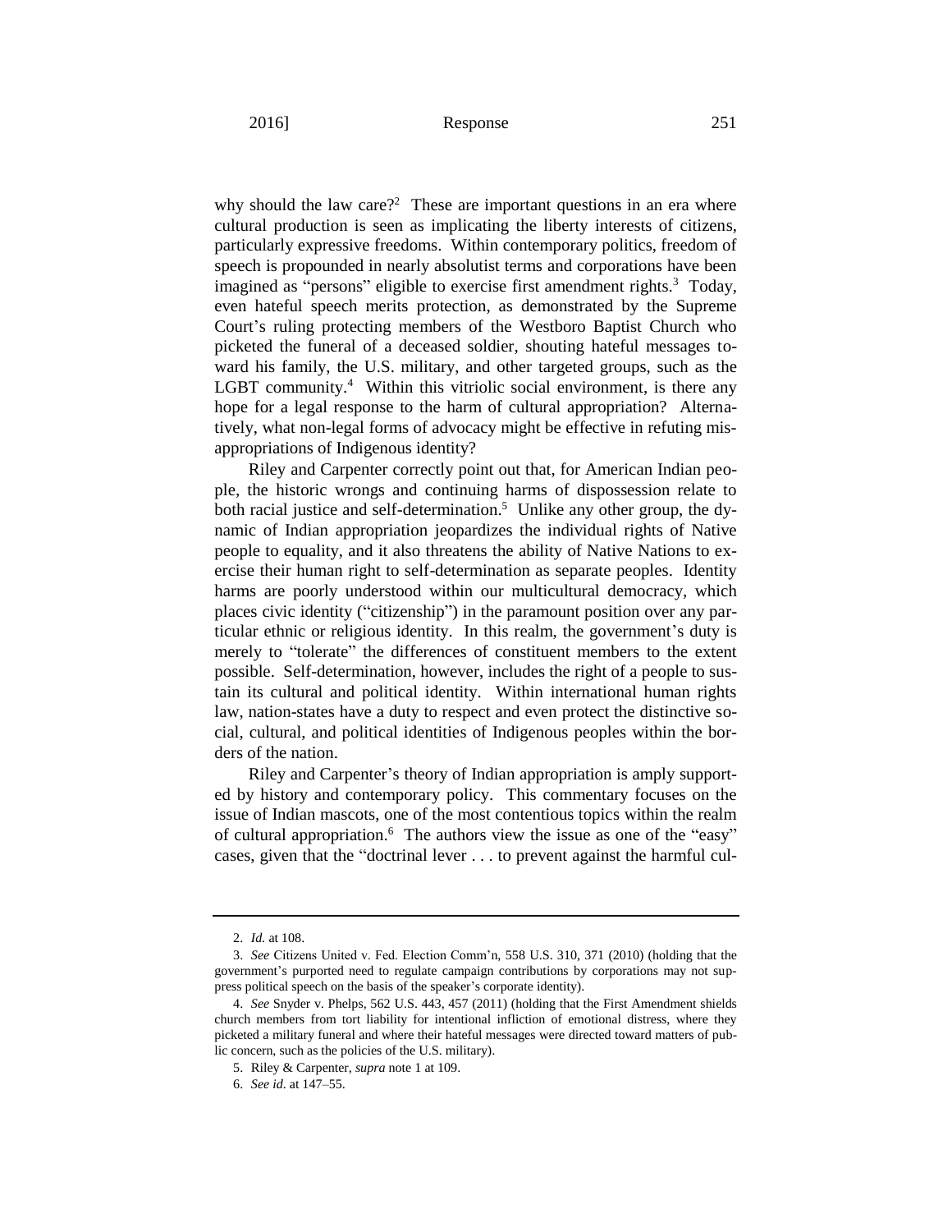why should the law care?[2] These are important questions in an era where cultural production is seen as implicating the liberty interests of citizens, particularly expressive freedoms. Within contemporary politics, freedom of speech is propounded in nearly absolutist terms and corporations have been imagined as "persons" eligible to exercise first amendment rights.[3] Today, even hateful speech merits protection, as demonstrated by the Supreme Court's ruling protecting members of the Westboro Baptist Church who picketed the funeral of a deceased soldier, shouting hateful messages toward his family, the U.S. military, and other targeted groups, such as the LGBT community.[4] Within this vitriolic social environment, is there any hope for a legal response to the harm of cultural appropriation? Alternatively, what non-legal forms of advocacy might be effective in refuting misappropriations of Indigenous identity?

Riley and Carpenter correctly point out that, for American Indian people, the historic wrongs and continuing harms of dispossession relate to both racial justice and self-determination.[5] Unlike any other group, the dynamic of Indian appropriation jeopardizes the individual rights of Native people to equality, and it also threatens the ability of Native Nations to exercise their human right to self-determination as separate peoples. Identity harms are poorly understood within our multicultural democracy, which places civic identity ("citizenship") in the paramount position over any particular ethnic or religious identity. In this realm, the government's duty is merely to "tolerate" the differences of constituent members to the extent possible. Self-determination, however, includes the right of a people to sustain its cultural and political identity. Within international human rights law, nation-states have a duty to respect and even protect the distinctive social, cultural, and political identities of Indigenous peoples within the borders of the nation.

Riley and Carpenter's theory of Indian appropriation is amply supported by history and contemporary policy. This commentary focuses on the issue of Indian mascots, one of the most contentious topics within the realm of cultural appropriation.[6] The authors view the issue as one of the "easy" cases, given that the "doctrinal lever . . . to prevent against the harmful cul-

---

2. *Id.* at 108.

3. *See* Citizens United v. Fed. Election Comm'n, 558 U.S. 310, 371 (2010) (holding that the government's purported need to regulate campaign contributions by corporations may not suppress political speech on the basis of the speaker's corporate identity).

4. *See* Snyder v. Phelps, 562 U.S. 443, 457 (2011) (holding that the First Amendment shields church members from tort liability for intentional infliction of emotional distress, where they picketed a military funeral and where their hateful messages were directed toward matters of public concern, such as the policies of the U.S. military).

5. Riley & Carpenter, *supra* note 1 at 109.

6. *See id.* at 147–55.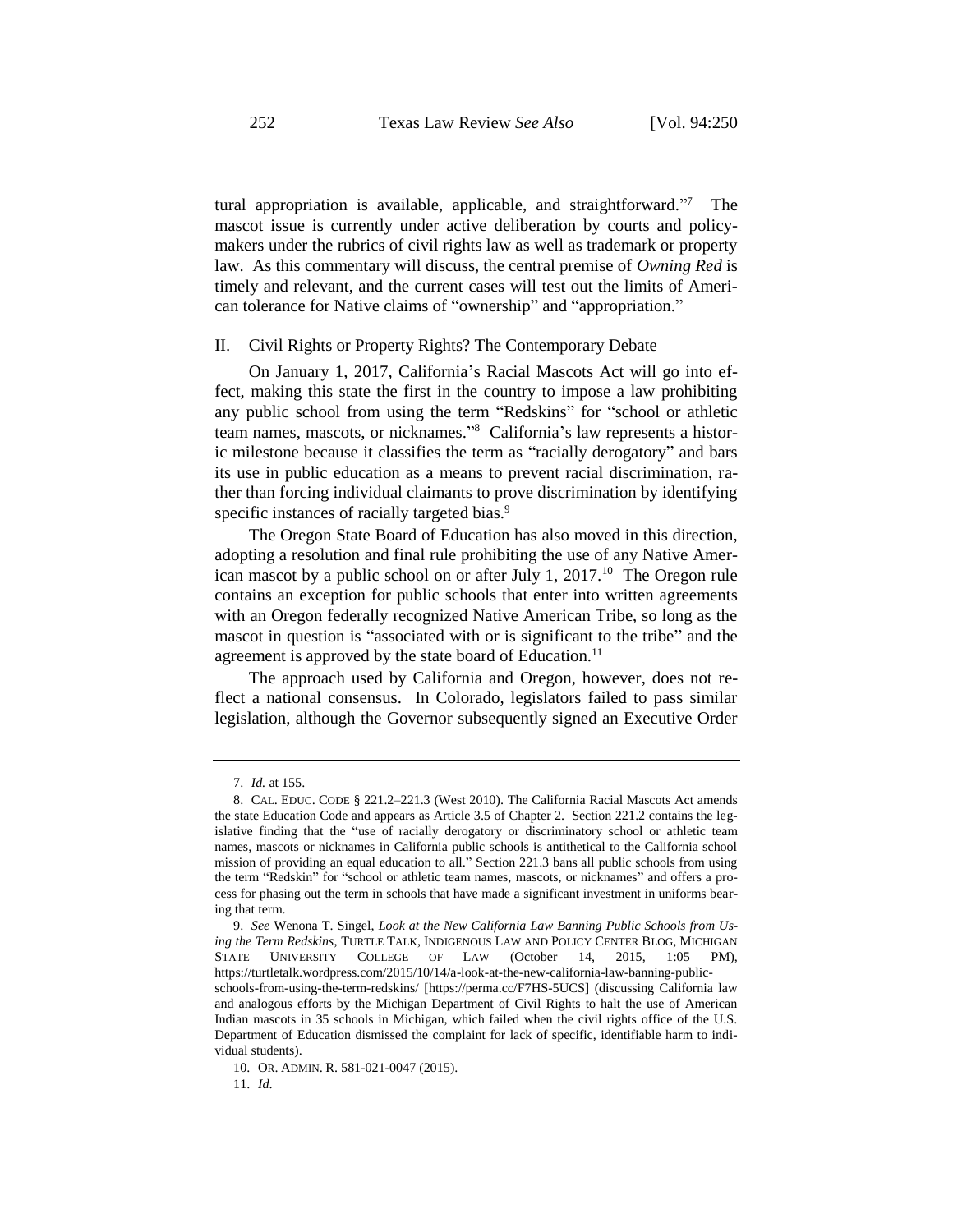tural appropriation is available, applicable, and straightforward."[7] The mascot issue is currently under active deliberation by courts and policymakers under the rubrics of civil rights law as well as trademark or property law. As this commentary will discuss, the central premise of *Owning Red* is timely and relevant, and the current cases will test out the limits of American tolerance for Native claims of "ownership" and "appropriation."

## II. Civil Rights or Property Rights? The Contemporary Debate

On January 1, 2017, California's Racial Mascots Act will go into effect, making this state the first in the country to impose a law prohibiting any public school from using the term "Redskins" for "school or athletic team names, mascots, or nicknames."[8] California's law represents a historic milestone because it classifies the term as "racially derogatory" and bars its use in public education as a means to prevent racial discrimination, rather than forcing individual claimants to prove discrimination by identifying specific instances of racially targeted bias.[9]

The Oregon State Board of Education has also moved in this direction, adopting a resolution and final rule prohibiting the use of any Native American mascot by a public school on or after July 1, 2017.[10] The Oregon rule contains an exception for public schools that enter into written agreements with an Oregon federally recognized Native American Tribe, so long as the mascot in question is "associated with or is significant to the tribe" and the agreement is approved by the state board of Education.[11]

The approach used by California and Oregon, however, does not reflect a national consensus. In Colorado, legislators failed to pass similar legislation, although the Governor subsequently signed an Executive Order

---

7. *Id.* at 155.

8. CAL. EDUC. CODE § 221.2–221.3 (West 2010). The California Racial Mascots Act amends the state Education Code and appears as Article 3.5 of Chapter 2. Section 221.2 contains the legislative finding that the "use of racially derogatory or discriminatory school or athletic team names, mascots or nicknames in California public schools is antithetical to the California school mission of providing an equal education to all." Section 221.3 bans all public schools from using the term "Redskin" for "school or athletic team names, mascots, or nicknames" and offers a process for phasing out the term in schools that have made a significant investment in uniforms bearing that term.

9. *See* Wenona T. Singel, *Look at the New California Law Banning Public Schools from Using the Term Redskins*, TURTLE TALK, INDIGENOUS LAW AND POLICY CENTER BLOG, MICHIGAN STATE UNIVERSITY COLLEGE OF LAW (October 14, 2015, 1:05 PM), https://turtletalk.wordpress.com/2015/10/14/a-look-at-the-new-california-law-banning-public-schools-from-using-the-term-redskins/ [https://perma.cc/F7HS-5UCS] (discussing California law and analogous efforts by the Michigan Department of Civil Rights to halt the use of American Indian mascots in 35 schools in Michigan, which failed when the civil rights office of the U.S. Department of Education dismissed the complaint for lack of specific, identifiable harm to individual students).

10. OR. ADMIN. R. 581-021-0047 (2015).

11. *Id.*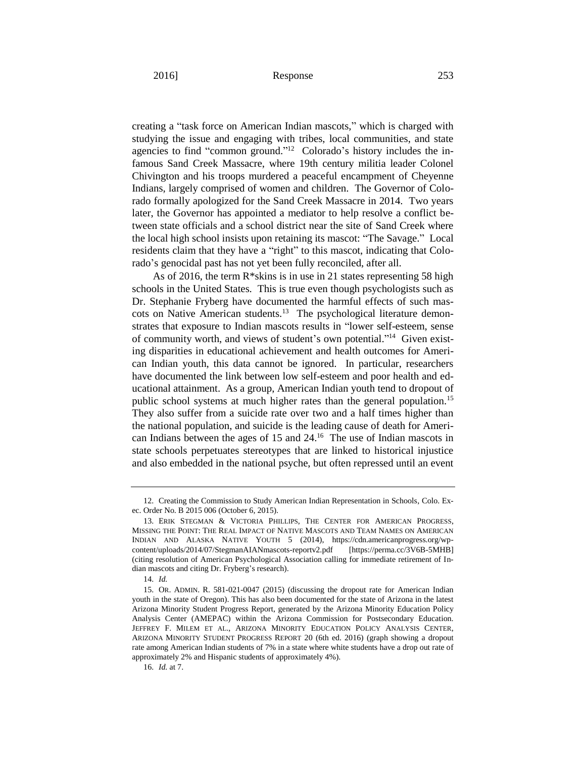creating a "task force on American Indian mascots," which is charged with studying the issue and engaging with tribes, local communities, and state agencies to find "common ground."[12] Colorado's history includes the infamous Sand Creek Massacre, where 19th century militia leader Colonel Chivington and his troops murdered a peaceful encampment of Cheyenne Indians, largely comprised of women and children. The Governor of Colorado formally apologized for the Sand Creek Massacre in 2014. Two years later, the Governor has appointed a mediator to help resolve a conflict between state officials and a school district near the site of Sand Creek where the local high school insists upon retaining its mascot: "The Savage." Local residents claim that they have a "right" to this mascot, indicating that Colorado's genocidal past has not yet been fully reconciled, after all.

As of 2016, the term R*skins is in use in 21 states representing 58 high schools in the United States. This is true even though psychologists such as Dr. Stephanie Fryberg have documented the harmful effects of such mascots on Native American students.[13] The psychological literature demonstrates that exposure to Indian mascots results in "lower self-esteem, sense of community worth, and views of student's own potential."[14] Given existing disparities in educational achievement and health outcomes for American Indian youth, this data cannot be ignored. In particular, researchers have documented the link between low self-esteem and poor health and educational attainment. As a group, American Indian youth tend to dropout of public school systems at much higher rates than the general population.[15] They also suffer from a suicide rate over two and a half times higher than the national population, and suicide is the leading cause of death for American Indians between the ages of 15 and 24.[16] The use of Indian mascots in state schools perpetuates stereotypes that are linked to historical injustice and also embedded in the national psyche, but often repressed until an event

---

12. Creating the Commission to Study American Indian Representation in Schools, Colo. Exec. Order No. B 2015 006 (October 6, 2015).

13. ERIK STEGMAN & VICTORIA PHILLIPS, THE CENTER FOR AMERICAN PROGRESS, MISSING THE POINT: THE REAL IMPACT OF NATIVE MASCOTS AND TEAM NAMES ON AMERICAN INDIAN AND ALASKA NATIVE YOUTH 5 (2014), https://cdn.americanprogress.org/wp-content/uploads/2014/07/StegmanAIANmascots-reportv2.pdf [https://perma.cc/3V6B-5MHB] (citing resolution of American Psychological Association calling for immediate retirement of Indian mascots and citing Dr. Fryberg's research).

14. *Id.*

15. OR. ADMIN. R. 581-021-0047 (2015) (discussing the dropout rate for American Indian youth in the state of Oregon). This has also been documented for the state of Arizona in the latest Arizona Minority Student Progress Report, generated by the Arizona Minority Education Policy Analysis Center (AMEPAC) within the Arizona Commission for Postsecondary Education. JEFFREY F. MILEM ET AL., ARIZONA MINORITY EDUCATION POLICY ANALYSIS CENTER, ARIZONA MINORITY STUDENT PROGRESS REPORT 20 (6th ed. 2016) (graph showing a dropout rate among American Indian students of 7% in a state where white students have a drop out rate of approximately 2% and Hispanic students of approximately 4%).

16. *Id.* at 7.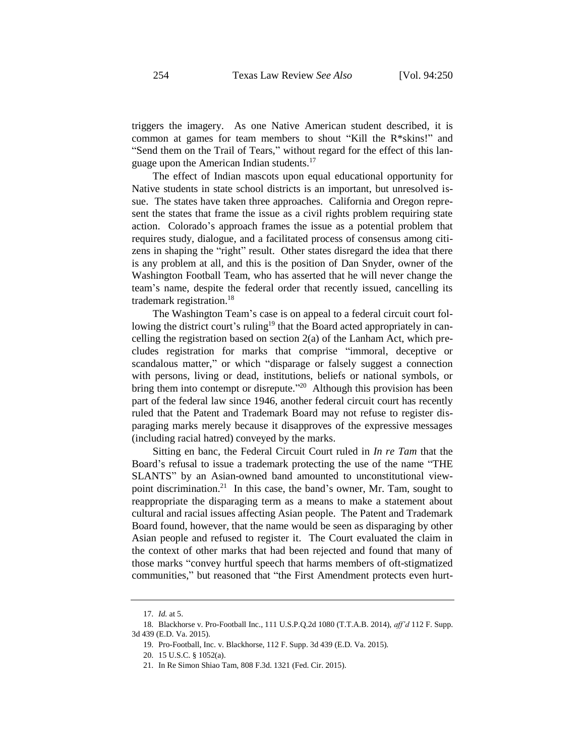triggers the imagery. As one Native American student described, it is common at games for team members to shout "Kill the R*skins!" and "Send them on the Trail of Tears," without regard for the effect of this language upon the American Indian students.[17]

The effect of Indian mascots upon equal educational opportunity for Native students in state school districts is an important, but unresolved issue. The states have taken three approaches. California and Oregon represent the states that frame the issue as a civil rights problem requiring state action. Colorado's approach frames the issue as a potential problem that requires study, dialogue, and a facilitated process of consensus among citizens in shaping the "right" result. Other states disregard the idea that there is any problem at all, and this is the position of Dan Snyder, owner of the Washington Football Team, who has asserted that he will never change the team's name, despite the federal order that recently issued, cancelling its trademark registration.[18]

The Washington Team's case is on appeal to a federal circuit court following the district court's ruling[19] that the Board acted appropriately in cancelling the registration based on section 2(a) of the Lanham Act, which precludes registration for marks that comprise "immoral, deceptive or scandalous matter," or which "disparage or falsely suggest a connection with persons, living or dead, institutions, beliefs or national symbols, or bring them into contempt or disrepute."[20] Although this provision has been part of the federal law since 1946, another federal circuit court has recently ruled that the Patent and Trademark Board may not refuse to register disparaging marks merely because it disapproves of the expressive messages (including racial hatred) conveyed by the marks.

Sitting en banc, the Federal Circuit Court ruled in *In re Tam* that the Board's refusal to issue a trademark protecting the use of the name "THE SLANTS" by an Asian-owned band amounted to unconstitutional viewpoint discrimination.[21] In this case, the band's owner, Mr. Tam, sought to reappropriate the disparaging term as a means to make a statement about cultural and racial issues affecting Asian people. The Patent and Trademark Board found, however, that the name would be seen as disparaging by other Asian people and refused to register it. The Court evaluated the claim in the context of other marks that had been rejected and found that many of those marks "convey hurtful speech that harms members of oft-stigmatized communities," but reasoned that "the First Amendment protects even hurt-

---

17. *Id.* at 5.

18. Blackhorse v. Pro-Football Inc., 111 U.S.P.Q.2d 1080 (T.T.A.B. 2014), *aff'd* 112 F. Supp. 3d 439 (E.D. Va. 2015).

19. Pro-Football, Inc. v. Blackhorse, 112 F. Supp. 3d 439 (E.D. Va. 2015).

20. 15 U.S.C. § 1052(a).

21. In Re Simon Shiao Tam, 808 F.3d. 1321 (Fed. Cir. 2015).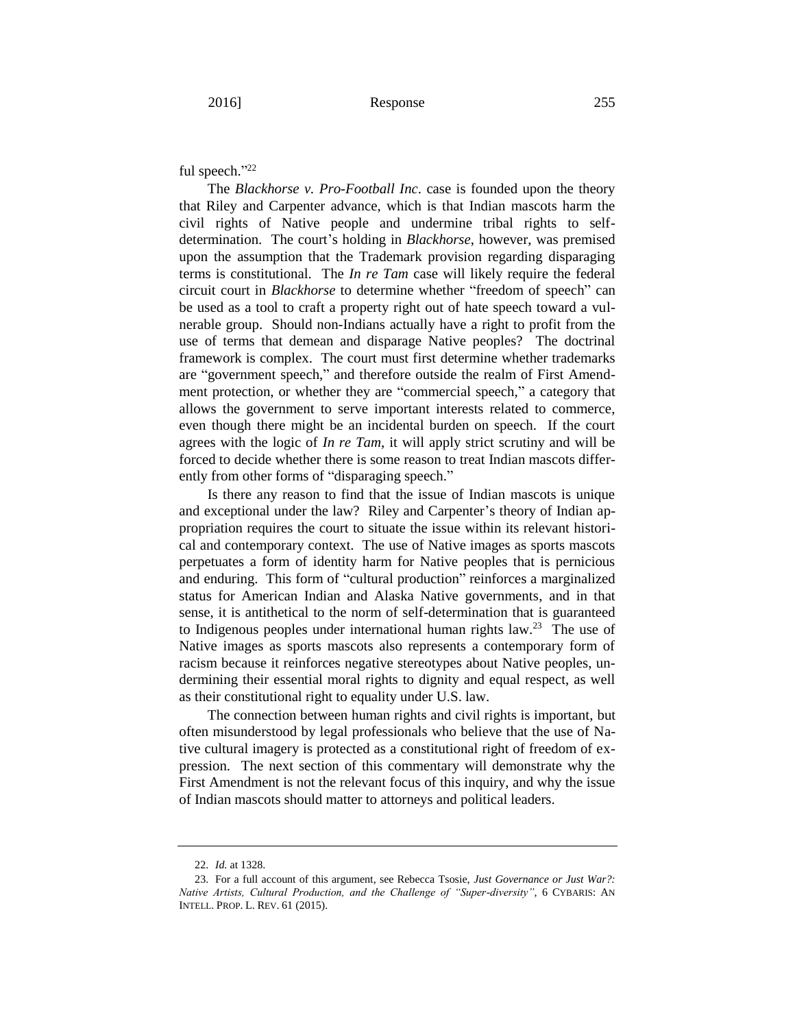ful speech."[22]

The *Blackhorse v. Pro-Football Inc.* case is founded upon the theory that Riley and Carpenter advance, which is that Indian mascots harm the civil rights of Native people and undermine tribal rights to self-determination. The court's holding in *Blackhorse*, however, was premised upon the assumption that the Trademark provision regarding disparaging terms is constitutional. The *In re Tam* case will likely require the federal circuit court in *Blackhorse* to determine whether "freedom of speech" can be used as a tool to craft a property right out of hate speech toward a vulnerable group. Should non-Indians actually have a right to profit from the use of terms that demean and disparage Native peoples? The doctrinal framework is complex. The court must first determine whether trademarks are "government speech," and therefore outside the realm of First Amendment protection, or whether they are "commercial speech," a category that allows the government to serve important interests related to commerce, even though there might be an incidental burden on speech. If the court agrees with the logic of *In re Tam*, it will apply strict scrutiny and will be forced to decide whether there is some reason to treat Indian mascots differently from other forms of "disparaging speech."

Is there any reason to find that the issue of Indian mascots is unique and exceptional under the law? Riley and Carpenter's theory of Indian appropriation requires the court to situate the issue within its relevant historical and contemporary context. The use of Native images as sports mascots perpetuates a form of identity harm for Native peoples that is pernicious and enduring. This form of "cultural production" reinforces a marginalized status for American Indian and Alaska Native governments, and in that sense, it is antithetical to the norm of self-determination that is guaranteed to Indigenous peoples under international human rights law.[23] The use of Native images as sports mascots also represents a contemporary form of racism because it reinforces negative stereotypes about Native peoples, undermining their essential moral rights to dignity and equal respect, as well as their constitutional right to equality under U.S. law.

The connection between human rights and civil rights is important, but often misunderstood by legal professionals who believe that the use of Native cultural imagery is protected as a constitutional right of freedom of expression. The next section of this commentary will demonstrate why the First Amendment is not the relevant focus of this inquiry, and why the issue of Indian mascots should matter to attorneys and political leaders.

---

22. *Id.* at 1328.

23. For a full account of this argument, see Rebecca Tsosie, *Just Governance or Just War?: Native Artists, Cultural Production, and the Challenge of "Super-diversity"*, 6 CYBARIS: AN INTELL. PROP. L. REV. 61 (2015).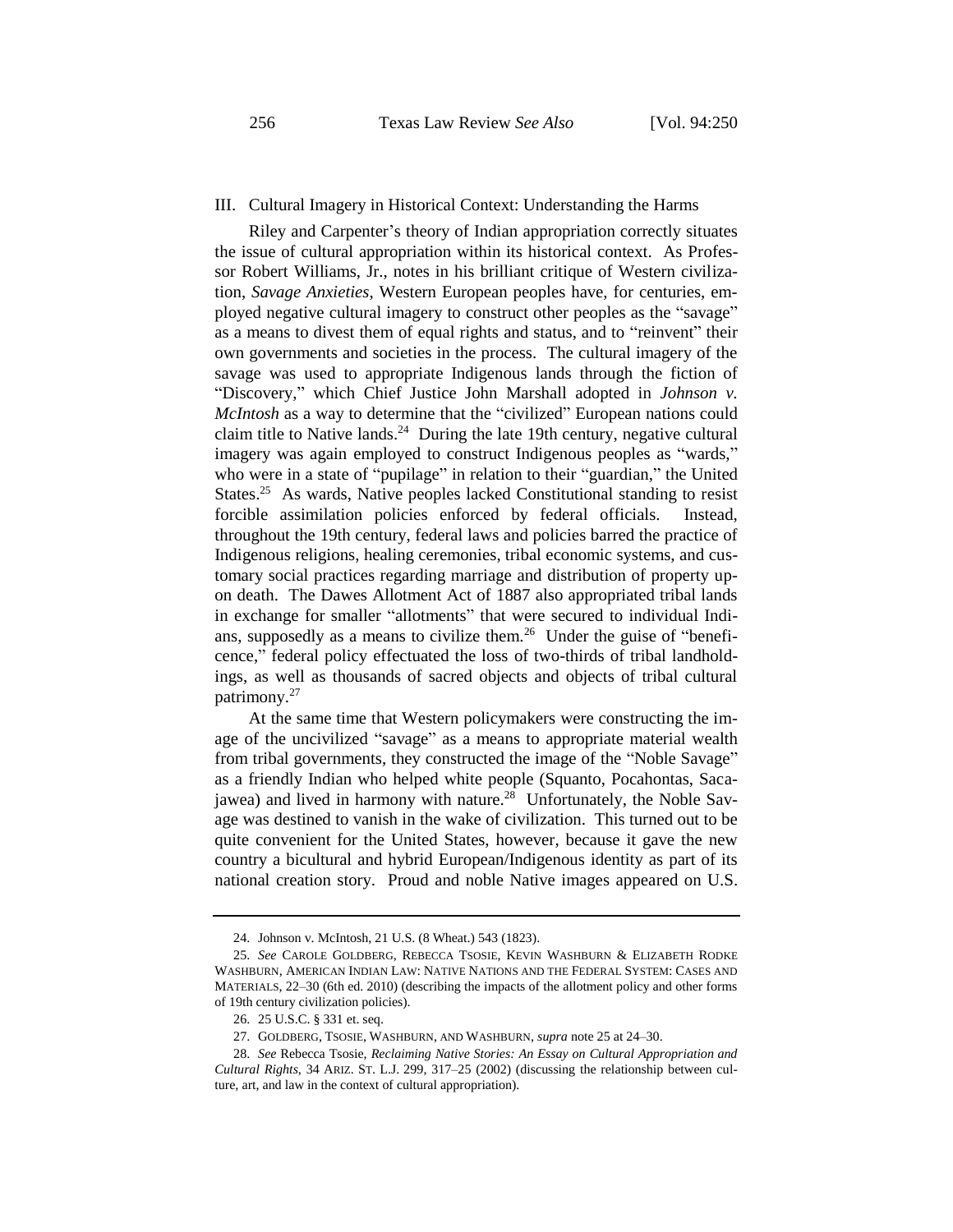## III. Cultural Imagery in Historical Context: Understanding the Harms

Riley and Carpenter's theory of Indian appropriation correctly situates the issue of cultural appropriation within its historical context. As Professor Robert Williams, Jr., notes in his brilliant critique of Western civilization, *Savage Anxieties*, Western European peoples have, for centuries, employed negative cultural imagery to construct other peoples as the "savage" as a means to divest them of equal rights and status, and to "reinvent" their own governments and societies in the process. The cultural imagery of the savage was used to appropriate Indigenous lands through the fiction of "Discovery," which Chief Justice John Marshall adopted in *Johnson v. McIntosh* as a way to determine that the "civilized" European nations could claim title to Native lands.[24] During the late 19th century, negative cultural imagery was again employed to construct Indigenous peoples as "wards," who were in a state of "pupilage" in relation to their "guardian," the United States.[25] As wards, Native peoples lacked Constitutional standing to resist forcible assimilation policies enforced by federal officials. Instead, throughout the 19th century, federal laws and policies barred the practice of Indigenous religions, healing ceremonies, tribal economic systems, and customary social practices regarding marriage and distribution of property upon death. The Dawes Allotment Act of 1887 also appropriated tribal lands in exchange for smaller "allotments" that were secured to individual Indians, supposedly as a means to civilize them.[26] Under the guise of "beneficence," federal policy effectuated the loss of two-thirds of tribal landholdings, as well as thousands of sacred objects and objects of tribal cultural patrimony.[27]

At the same time that Western policymakers were constructing the image of the uncivilized "savage" as a means to appropriate material wealth from tribal governments, they constructed the image of the "Noble Savage" as a friendly Indian who helped white people (Squanto, Pocahontas, Sacajawea) and lived in harmony with nature.[28] Unfortunately, the Noble Savage was destined to vanish in the wake of civilization. This turned out to be quite convenient for the United States, however, because it gave the new country a bicultural and hybrid European/Indigenous identity as part of its national creation story. Proud and noble Native images appeared on U.S.

---

24. Johnson v. McIntosh, 21 U.S. (8 Wheat.) 543 (1823).

25. *See* CAROLE GOLDBERG, REBECCA TSOSIE, KEVIN WASHBURN & ELIZABETH RODKE WASHBURN, AMERICAN INDIAN LAW: NATIVE NATIONS AND THE FEDERAL SYSTEM: CASES AND MATERIALS, 22–30 (6th ed. 2010) (describing the impacts of the allotment policy and other forms of 19th century civilization policies).

26. 25 U.S.C. § 331 et. seq.

27. GOLDBERG, TSOSIE, WASHBURN, AND WASHBURN, *supra* note 25 at 24–30.

28. *See* Rebecca Tsosie, *Reclaiming Native Stories: An Essay on Cultural Appropriation and Cultural Rights*, 34 ARIZ. ST. L.J. 299, 317–25 (2002) (discussing the relationship between culture, art, and law in the context of cultural appropriation).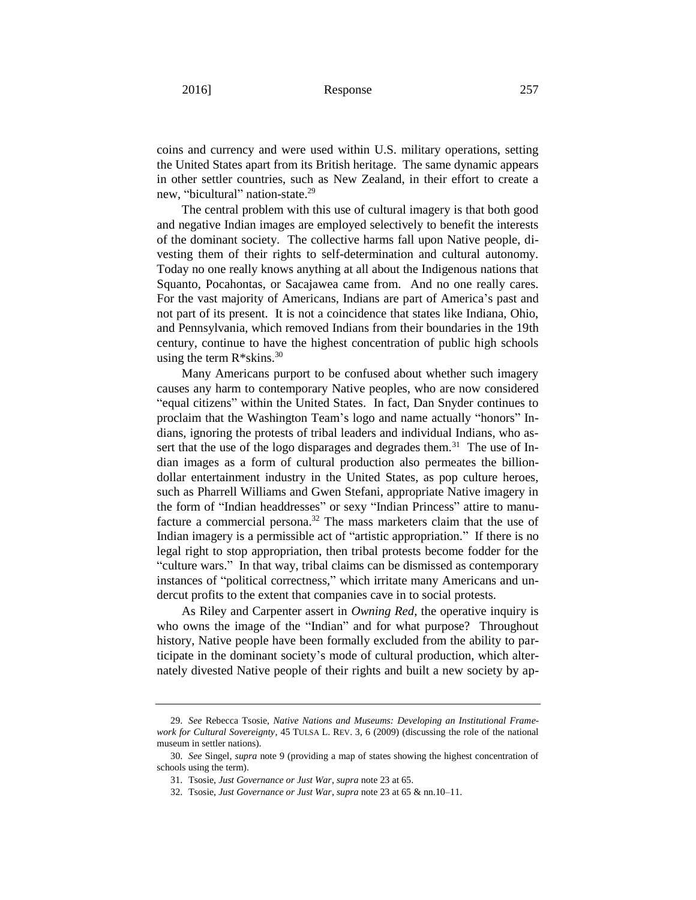coins and currency and were used within U.S. military operations, setting the United States apart from its British heritage. The same dynamic appears in other settler countries, such as New Zealand, in their effort to create a new, "bicultural" nation-state.[29]

The central problem with this use of cultural imagery is that both good and negative Indian images are employed selectively to benefit the interests of the dominant society. The collective harms fall upon Native people, divesting them of their rights to self-determination and cultural autonomy. Today no one really knows anything at all about the Indigenous nations that Squanto, Pocahontas, or Sacajawea came from. And no one really cares. For the vast majority of Americans, Indians are part of America's past and not part of its present. It is not a coincidence that states like Indiana, Ohio, and Pennsylvania, which removed Indians from their boundaries in the 19th century, continue to have the highest concentration of public high schools using the term R*skins.[30]

Many Americans purport to be confused about whether such imagery causes any harm to contemporary Native peoples, who are now considered "equal citizens" within the United States. In fact, Dan Snyder continues to proclaim that the Washington Team's logo and name actually "honors" Indians, ignoring the protests of tribal leaders and individual Indians, who assert that the use of the logo disparages and degrades them.[31] The use of Indian images as a form of cultural production also permeates the billion-dollar entertainment industry in the United States, as pop culture heroes, such as Pharrell Williams and Gwen Stefani, appropriate Native imagery in the form of "Indian headdresses" or sexy "Indian Princess" attire to manufacture a commercial persona.[32] The mass marketers claim that the use of Indian imagery is a permissible act of "artistic appropriation." If there is no legal right to stop appropriation, then tribal protests become fodder for the "culture wars." In that way, tribal claims can be dismissed as contemporary instances of "political correctness," which irritate many Americans and undercut profits to the extent that companies cave in to social protests.

As Riley and Carpenter assert in *Owning Red*, the operative inquiry is who owns the image of the "Indian" and for what purpose? Throughout history, Native people have been formally excluded from the ability to participate in the dominant society's mode of cultural production, which alternately divested Native people of their rights and built a new society by ap-

---

29. *See* Rebecca Tsosie, *Native Nations and Museums: Developing an Institutional Framework for Cultural Sovereignty*, 45 TULSA L. REV. 3, 6 (2009) (discussing the role of the national museum in settler nations).

30. *See* Singel, *supra* note 9 (providing a map of states showing the highest concentration of schools using the term).

31. Tsosie, *Just Governance or Just War*, *supra* note 23 at 65.

32. Tsosie, *Just Governance or Just War*, *supra* note 23 at 65 & nn.10–11.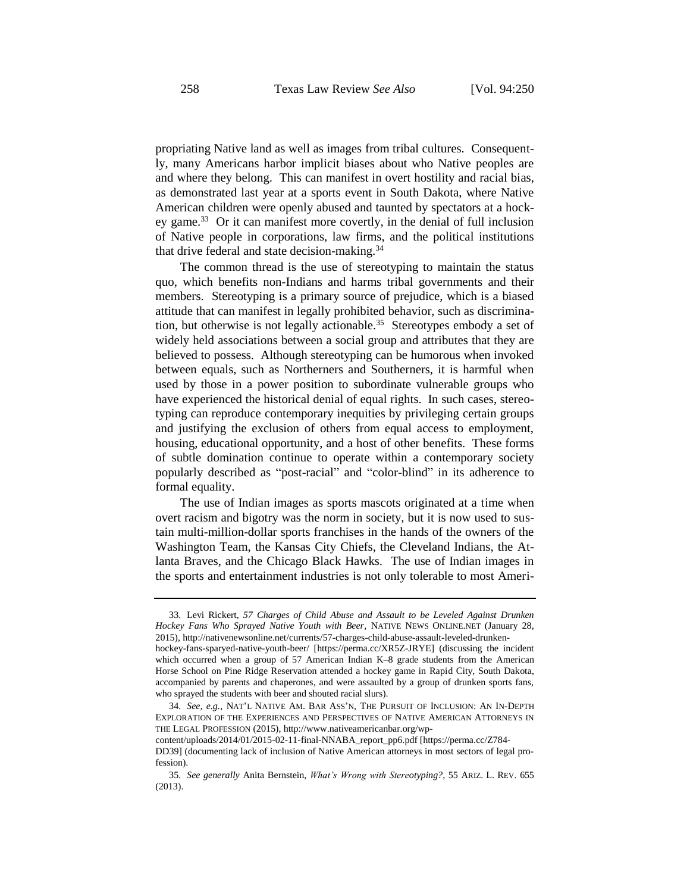propriating Native land as well as images from tribal cultures. Consequently, many Americans harbor implicit biases about who Native peoples are and where they belong. This can manifest in overt hostility and racial bias, as demonstrated last year at a sports event in South Dakota, where Native American children were openly abused and taunted by spectators at a hockey game.[33] Or it can manifest more covertly, in the denial of full inclusion of Native people in corporations, law firms, and the political institutions that drive federal and state decision-making.[34]

The common thread is the use of stereotyping to maintain the status quo, which benefits non-Indians and harms tribal governments and their members. Stereotyping is a primary source of prejudice, which is a biased attitude that can manifest in legally prohibited behavior, such as discrimination, but otherwise is not legally actionable.[35] Stereotypes embody a set of widely held associations between a social group and attributes that they are believed to possess. Although stereotyping can be humorous when invoked between equals, such as Northerners and Southerners, it is harmful when used by those in a power position to subordinate vulnerable groups who have experienced the historical denial of equal rights. In such cases, stereotyping can reproduce contemporary inequities by privileging certain groups and justifying the exclusion of others from equal access to employment, housing, educational opportunity, and a host of other benefits. These forms of subtle domination continue to operate within a contemporary society popularly described as "post-racial" and "color-blind" in its adherence to formal equality.

The use of Indian images as sports mascots originated at a time when overt racism and bigotry was the norm in society, but it is now used to sustain multi-million-dollar sports franchises in the hands of the owners of the Washington Team, the Kansas City Chiefs, the Cleveland Indians, the Atlanta Braves, and the Chicago Black Hawks. The use of Indian images in the sports and entertainment industries is not only tolerable to most Ameri-

---

33. Levi Rickert, *57 Charges of Child Abuse and Assault to be Leveled Against Drunken Hockey Fans Who Sprayed Native Youth with Beer*, NATIVE NEWS ONLINE.NET (January 28, 2015), http://nativenewsonline.net/currents/57-charges-child-abuse-assault-leveled-drunken-hockey-fans-sparyed-native-youth-beer/ [https://perma.cc/XR5Z-JRYE] (discussing the incident which occurred when a group of 57 American Indian K–8 grade students from the American Horse School on Pine Ridge Reservation attended a hockey game in Rapid City, South Dakota, accompanied by parents and chaperones, and were assaulted by a group of drunken sports fans, who sprayed the students with beer and shouted racial slurs).

34. *See, e.g.*, NAT'L NATIVE AM. BAR ASS'N, THE PURSUIT OF INCLUSION: AN IN-DEPTH EXPLORATION OF THE EXPERIENCES AND PERSPECTIVES OF NATIVE AMERICAN ATTORNEYS IN THE LEGAL PROFESSION (2015), http://www.nativeamericanbar.org/wp-content/uploads/2014/01/2015-02-11-final-NNABA_report_pp6.pdf [https://perma.cc/Z784-DD39] (documenting lack of inclusion of Native American attorneys in most sectors of legal profession).

35. *See generally* Anita Bernstein, *What's Wrong with Stereotyping?*, 55 ARIZ. L. REV. 655 (2013).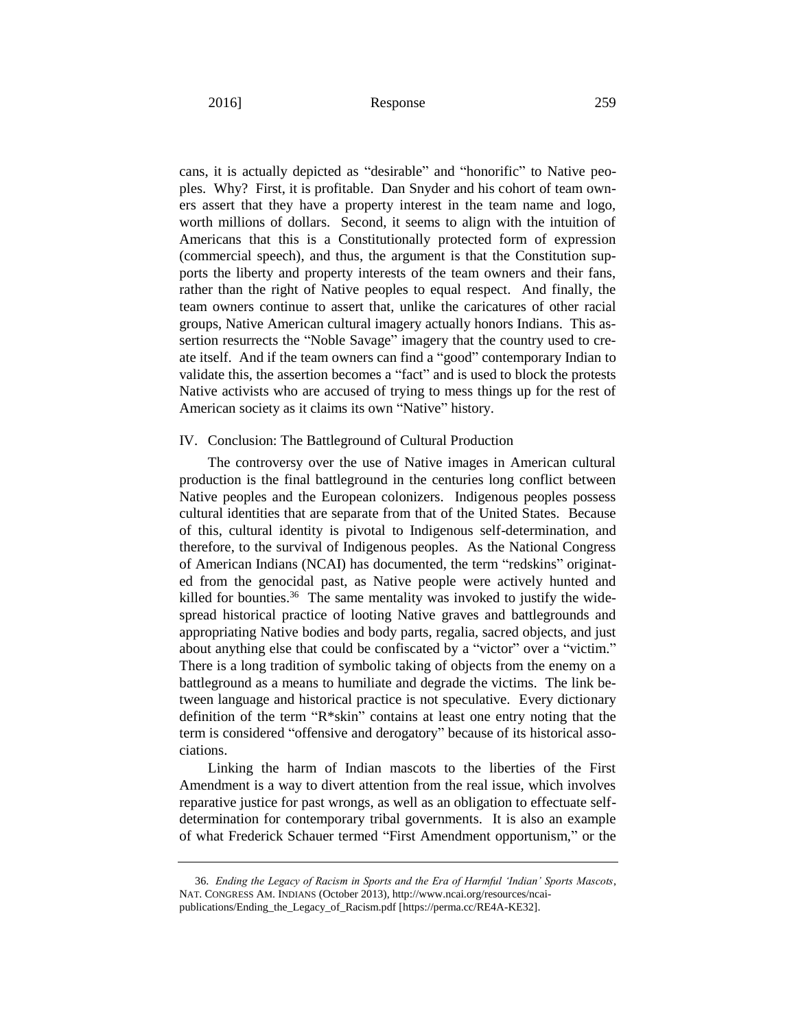cans, it is actually depicted as "desirable" and "honorific" to Native peoples. Why? First, it is profitable. Dan Snyder and his cohort of team owners assert that they have a property interest in the team name and logo, worth millions of dollars. Second, it seems to align with the intuition of Americans that this is a Constitutionally protected form of expression (commercial speech), and thus, the argument is that the Constitution supports the liberty and property interests of the team owners and their fans, rather than the right of Native peoples to equal respect. And finally, the team owners continue to assert that, unlike the caricatures of other racial groups, Native American cultural imagery actually honors Indians. This assertion resurrects the "Noble Savage" imagery that the country used to create itself. And if the team owners can find a "good" contemporary Indian to validate this, the assertion becomes a "fact" and is used to block the protests Native activists who are accused of trying to mess things up for the rest of American society as it claims its own "Native" history.

## IV. Conclusion: The Battleground of Cultural Production

The controversy over the use of Native images in American cultural production is the final battleground in the centuries long conflict between Native peoples and the European colonizers. Indigenous peoples possess cultural identities that are separate from that of the United States. Because of this, cultural identity is pivotal to Indigenous self-determination, and therefore, to the survival of Indigenous peoples. As the National Congress of American Indians (NCAI) has documented, the term "redskins" originated from the genocidal past, as Native people were actively hunted and killed for bounties.[36] The same mentality was invoked to justify the widespread historical practice of looting Native graves and battlegrounds and appropriating Native bodies and body parts, regalia, sacred objects, and just about anything else that could be confiscated by a "victor" over a "victim." There is a long tradition of symbolic taking of objects from the enemy on a battleground as a means to humiliate and degrade the victims. The link between language and historical practice is not speculative. Every dictionary definition of the term "R*skin" contains at least one entry noting that the term is considered "offensive and derogatory" because of its historical associations.

Linking the harm of Indian mascots to the liberties of the First Amendment is a way to divert attention from the real issue, which involves reparative justice for past wrongs, as well as an obligation to effectuate self-determination for contemporary tribal governments. It is also an example of what Frederick Schauer termed "First Amendment opportunism," or the

---

36. *Ending the Legacy of Racism in Sports and the Era of Harmful 'Indian' Sports Mascots*, NAT. CONGRESS AM. INDIANS (October 2013), http://www.ncai.org/resources/ncai-publications/Ending_the_Legacy_of_Racism.pdf [https://perma.cc/RE4A-KE32].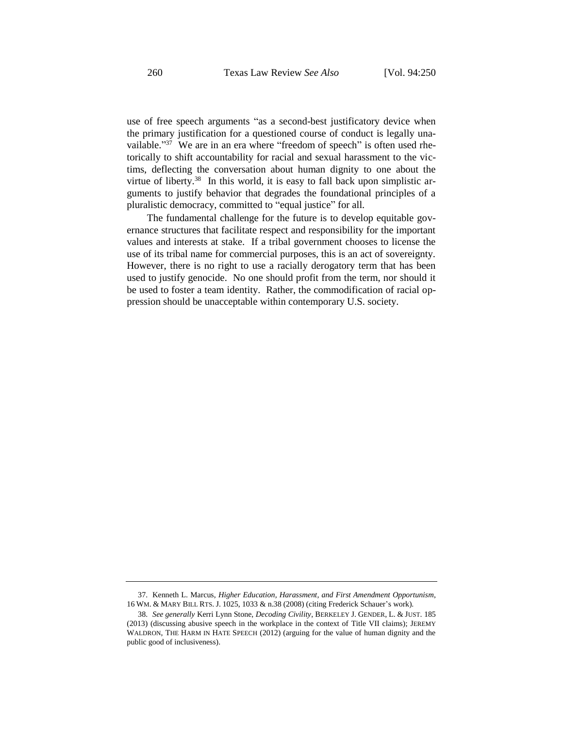use of free speech arguments "as a second-best justificatory device when the primary justification for a questioned course of conduct is legally unavailable."[37] We are in an era where "freedom of speech" is often used rhetorically to shift accountability for racial and sexual harassment to the victims, deflecting the conversation about human dignity to one about the virtue of liberty.[38] In this world, it is easy to fall back upon simplistic arguments to justify behavior that degrades the foundational principles of a pluralistic democracy, committed to "equal justice" for all.

The fundamental challenge for the future is to develop equitable governance structures that facilitate respect and responsibility for the important values and interests at stake. If a tribal government chooses to license the use of its tribal name for commercial purposes, this is an act of sovereignty. However, there is no right to use a racially derogatory term that has been used to justify genocide. No one should profit from the term, nor should it be used to foster a team identity. Rather, the commodification of racial oppression should be unacceptable within contemporary U.S. society.

---

37. Kenneth L. Marcus, *Higher Education, Harassment, and First Amendment Opportunism*, 16 WM. & MARY BILL RTS. J. 1025, 1033 & n.38 (2008) (citing Frederick Schauer's work).

38. *See generally* Kerri Lynn Stone, *Decoding Civility*, BERKELEY J. GENDER, L. & JUST. 185 (2013) (discussing abusive speech in the workplace in the context of Title VII claims); JEREMY WALDRON, THE HARM IN HATE SPEECH (2012) (arguing for the value of human dignity and the public good of inclusiveness).